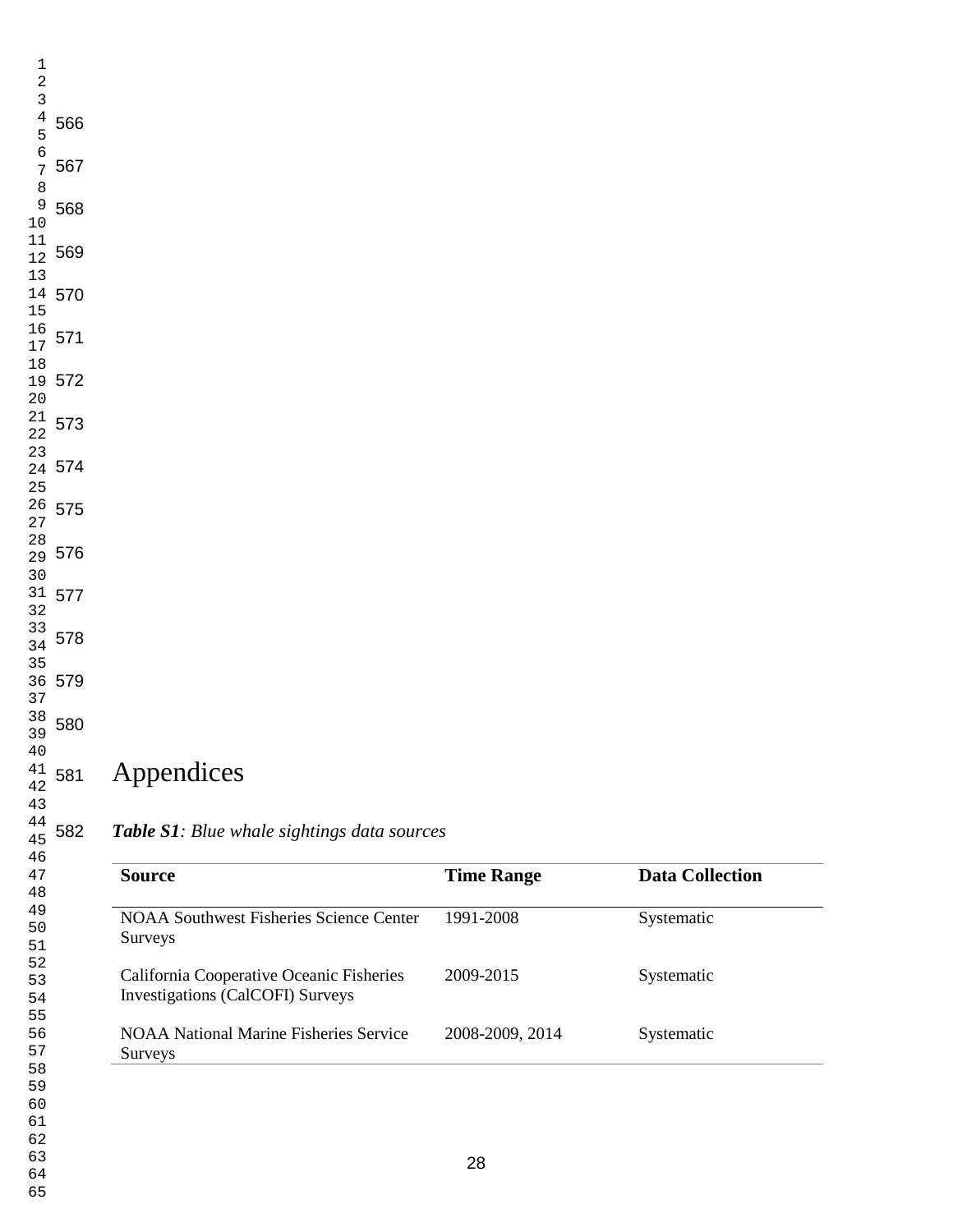# Appendices

***Table S1****: Blue whale sightings data sources*

| Source | Time Range | Data Collection |
| --- | --- | --- |
| NOAA Southwest Fisheries Science Center Surveys | 1991-2008 | Systematic |
| California Cooperative Oceanic Fisheries Investigations (CalCOFI) Surveys | 2009-2015 | Systematic |
| NOAA National Marine Fisheries Service Surveys | 2008-2009, 2014 | Systematic |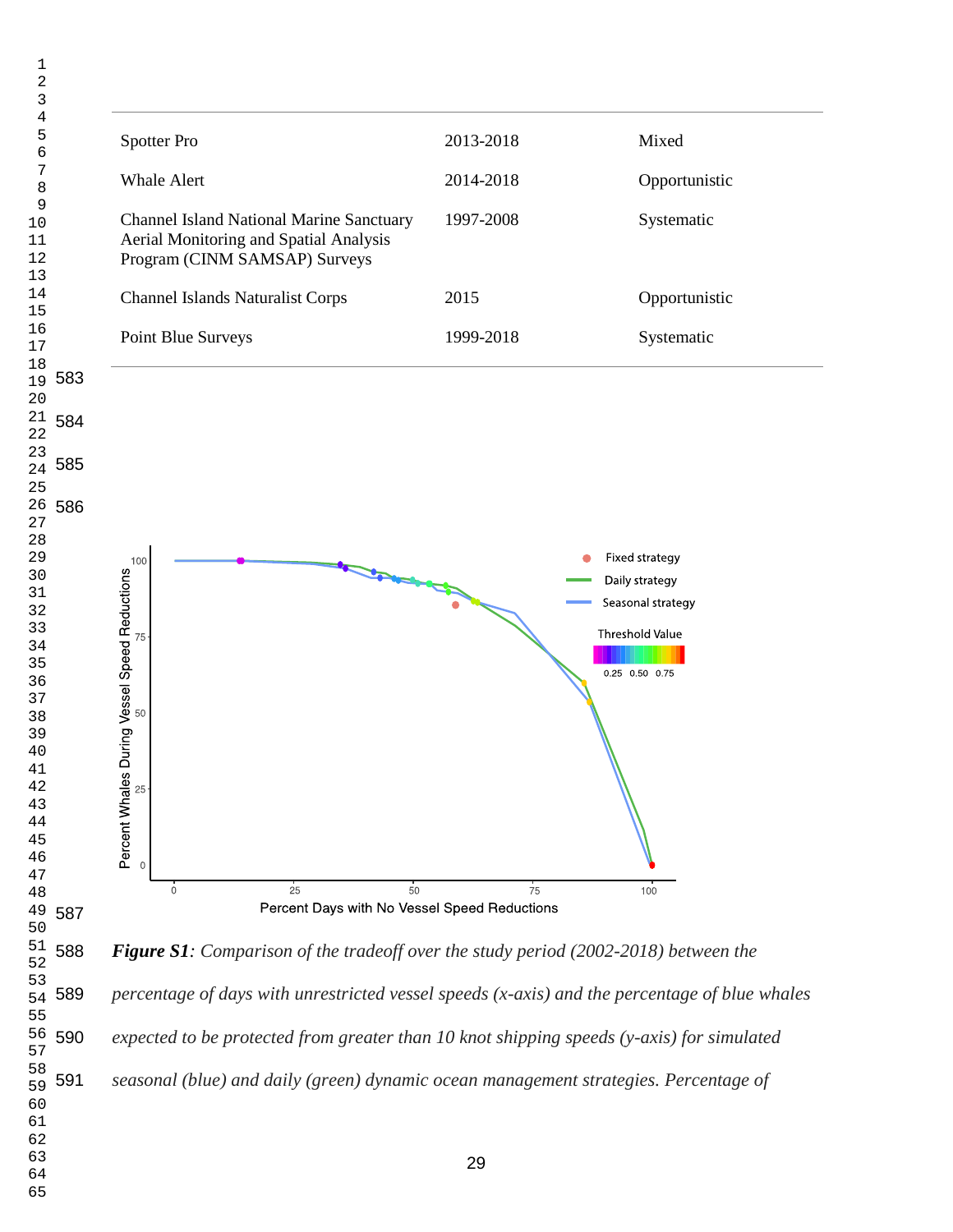| | | |
|---|---|---|
| Spotter Pro | 2013-2018 | Mixed |
| Whale Alert | 2014-2018 | Opportunistic |
| Channel Island National Marine Sanctuary Aerial Monitoring and Spatial Analysis Program (CINM SAMSAP) Surveys | 1997-2008 | Systematic |
| Channel Islands Naturalist Corps | 2015 | Opportunistic |
| Point Blue Surveys | 1999-2018 | Systematic |

***Figure S1****: Comparison of the tradeoff over the study period (2002-2018) between the percentage of days with unrestricted vessel speeds (x-axis) and the percentage of blue whales expected to be protected from greater than 10 knot shipping speeds (y-axis) for simulated seasonal (blue) and daily (green) dynamic ocean management strategies. Percentage of*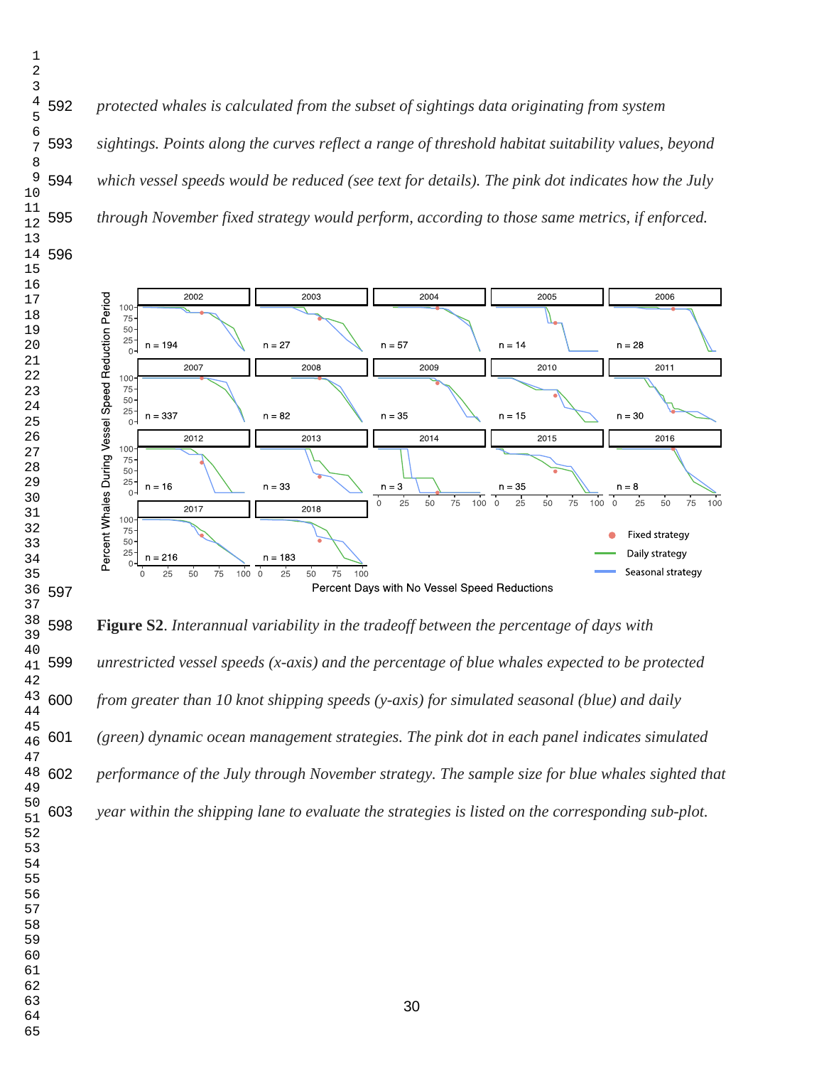*protected whales is calculated from the subset of sightings data originating from system sightings. Points along the curves reflect a range of threshold habitat suitability values, beyond which vessel speeds would be reduced (see text for details). The pink dot indicates how the July through November fixed strategy would perform, according to those same metrics, if enforced.*

**Figure S2**. *Interannual variability in the tradeoff between the percentage of days with unrestricted vessel speeds (x-axis) and the percentage of blue whales expected to be protected from greater than 10 knot shipping speeds (y-axis) for simulated seasonal (blue) and daily (green) dynamic ocean management strategies. The pink dot in each panel indicates simulated performance of the July through November strategy. The sample size for blue whales sighted that year within the shipping lane to evaluate the strategies is listed on the corresponding sub-plot.*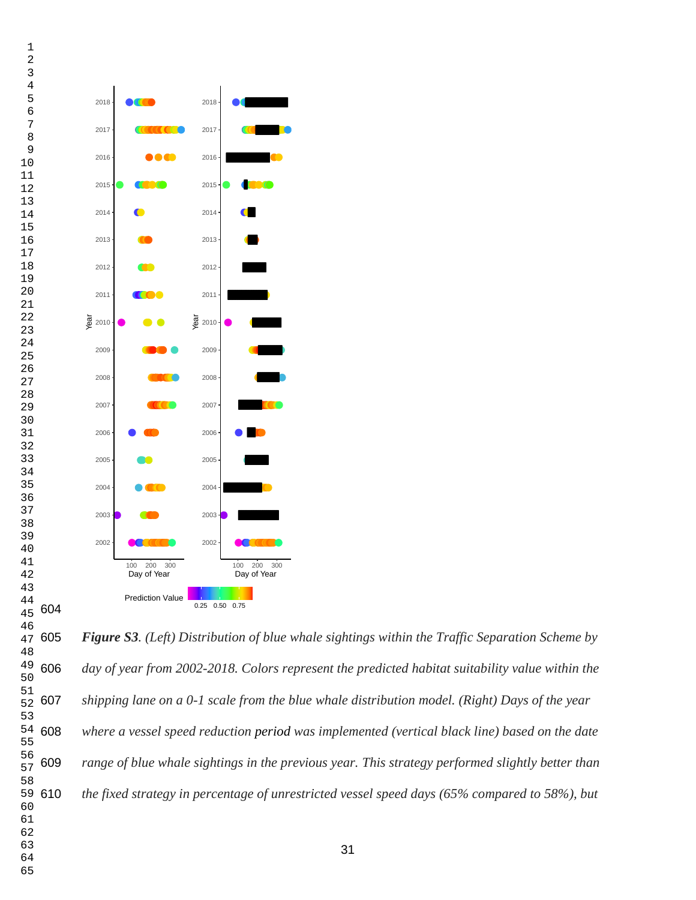*Figure S3. (Left) Distribution of blue whale sightings within the Traffic Separation Scheme by day of year from 2002-2018. Colors represent the predicted habitat suitability value within the shipping lane on a 0-1 scale from the blue whale distribution model. (Right) Days of the year where a vessel speed reduction* period *was implemented (vertical black line) based on the date range of blue whale sightings in the previous year. This strategy performed slightly better than the fixed strategy in percentage of unrestricted vessel speed days (65% compared to 58%), but*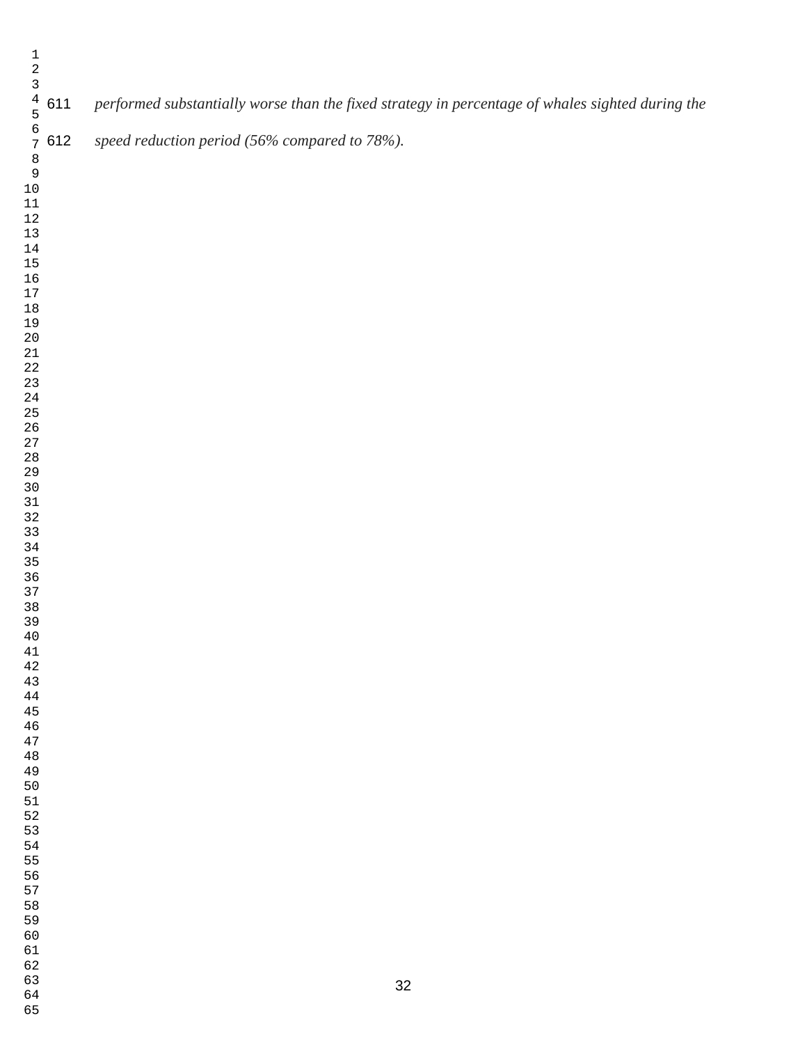*performed substantially worse than the fixed strategy in percentage of whales sighted during the speed reduction period (56% compared to 78%).*